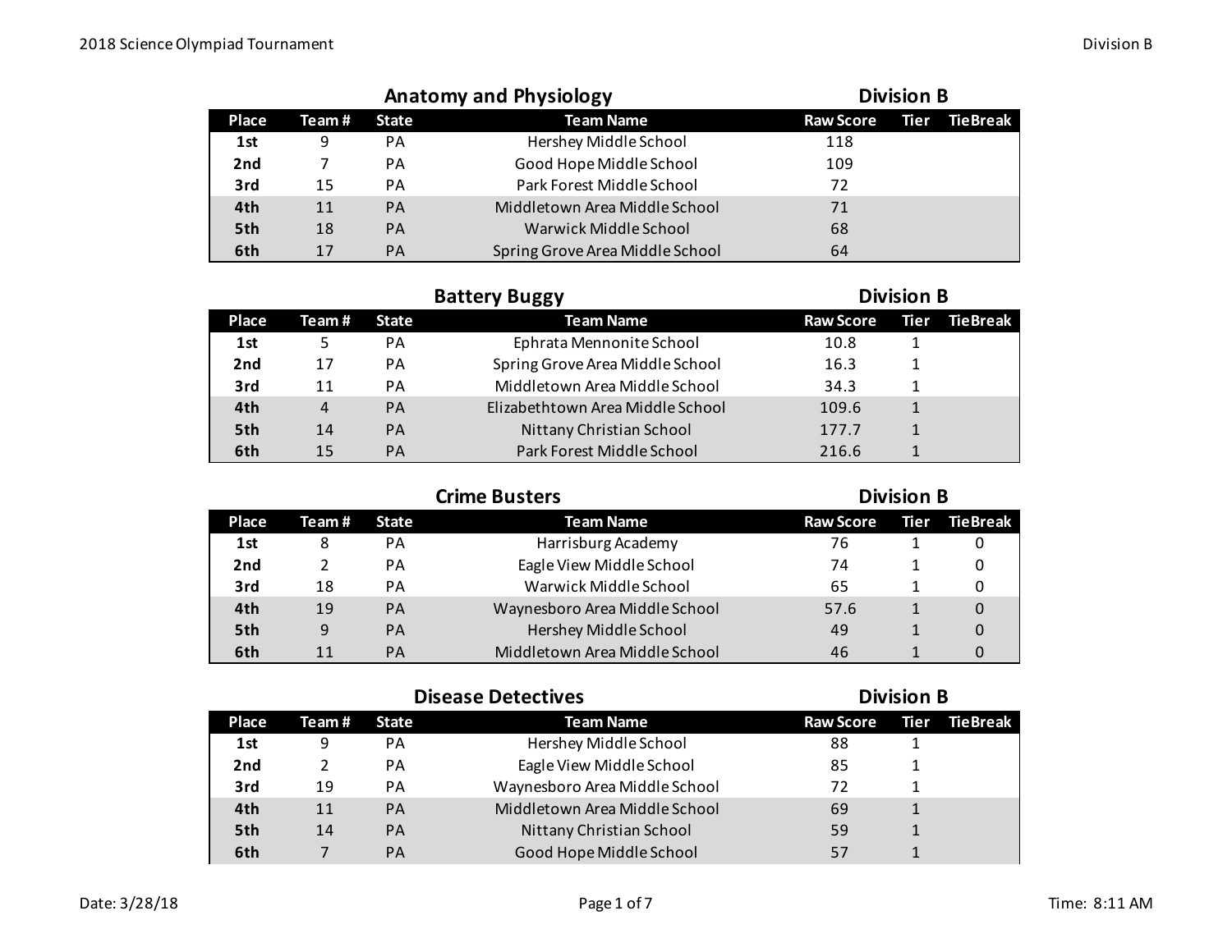## Anatomy and Physiology — Division B

| Place | Team # | State | Team Name | Raw Score | Tier | TieBreak |
|---|---|---|---|---|---|---|
| 1st | 9 | PA | Hershey Middle School | 118 | | |
| 2nd | 7 | PA | Good Hope Middle School | 109 | | |
| 3rd | 15 | PA | Park Forest Middle School | 72 | | |
| 4th | 11 | PA | Middletown Area Middle School | 71 | | |
| 5th | 18 | PA | Warwick Middle School | 68 | | |
| 6th | 17 | PA | Spring Grove Area Middle School | 64 | | |

## Battery Buggy — Division B

| Place | Team # | State | Team Name | Raw Score | Tier | TieBreak |
|---|---|---|---|---|---|---|
| 1st | 5 | PA | Ephrata Mennonite School | 10.8 | 1 | |
| 2nd | 17 | PA | Spring Grove Area Middle School | 16.3 | 1 | |
| 3rd | 11 | PA | Middletown Area Middle School | 34.3 | 1 | |
| 4th | 4 | PA | Elizabethtown Area Middle School | 109.6 | 1 | |
| 5th | 14 | PA | Nittany Christian School | 177.7 | 1 | |
| 6th | 15 | PA | Park Forest Middle School | 216.6 | 1 | |

## Crime Busters — Division B

| Place | Team # | State | Team Name | Raw Score | Tier | TieBreak |
|---|---|---|---|---|---|---|
| 1st | 8 | PA | Harrisburg Academy | 76 | 1 | 0 |
| 2nd | 2 | PA | Eagle View Middle School | 74 | 1 | 0 |
| 3rd | 18 | PA | Warwick Middle School | 65 | 1 | 0 |
| 4th | 19 | PA | Waynesboro Area Middle School | 57.6 | 1 | 0 |
| 5th | 9 | PA | Hershey Middle School | 49 | 1 | 0 |
| 6th | 11 | PA | Middletown Area Middle School | 46 | 1 | 0 |

## Disease Detectives — Division B

| Place | Team # | State | Team Name | Raw Score | Tier | TieBreak |
|---|---|---|---|---|---|---|
| 1st | 9 | PA | Hershey Middle School | 88 | 1 | |
| 2nd | 2 | PA | Eagle View Middle School | 85 | 1 | |
| 3rd | 19 | PA | Waynesboro Area Middle School | 72 | 1 | |
| 4th | 11 | PA | Middletown Area Middle School | 69 | 1 | |
| 5th | 14 | PA | Nittany Christian School | 59 | 1 | |
| 6th | 7 | PA | Good Hope Middle School | 57 | 1 | |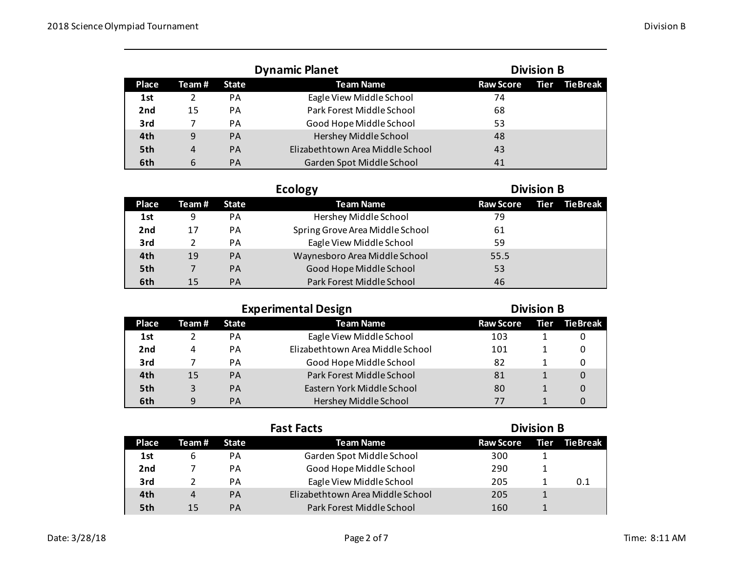## Dynamic Planet — Division B

| Place | Team # | State | Team Name | Raw Score | Tier | TieBreak |
|---|---|---|---|---|---|---|
| 1st | 2 | PA | Eagle View Middle School | 74 | | |
| 2nd | 15 | PA | Park Forest Middle School | 68 | | |
| 3rd | 7 | PA | Good Hope Middle School | 53 | | |
| 4th | 9 | PA | Hershey Middle School | 48 | | |
| 5th | 4 | PA | Elizabethtown Area Middle School | 43 | | |
| 6th | 6 | PA | Garden Spot Middle School | 41 | | |

## Ecology — Division B

| Place | Team # | State | Team Name | Raw Score | Tier | TieBreak |
|---|---|---|---|---|---|---|
| 1st | 9 | PA | Hershey Middle School | 79 | | |
| 2nd | 17 | PA | Spring Grove Area Middle School | 61 | | |
| 3rd | 2 | PA | Eagle View Middle School | 59 | | |
| 4th | 19 | PA | Waynesboro Area Middle School | 55.5 | | |
| 5th | 7 | PA | Good Hope Middle School | 53 | | |
| 6th | 15 | PA | Park Forest Middle School | 46 | | |

## Experimental Design — Division B

| Place | Team # | State | Team Name | Raw Score | Tier | TieBreak |
|---|---|---|---|---|---|---|
| 1st | 2 | PA | Eagle View Middle School | 103 | 1 | 0 |
| 2nd | 4 | PA | Elizabethtown Area Middle School | 101 | 1 | 0 |
| 3rd | 7 | PA | Good Hope Middle School | 82 | 1 | 0 |
| 4th | 15 | PA | Park Forest Middle School | 81 | 1 | 0 |
| 5th | 3 | PA | Eastern York Middle School | 80 | 1 | 0 |
| 6th | 9 | PA | Hershey Middle School | 77 | 1 | 0 |

## Fast Facts — Division B

| Place | Team # | State | Team Name | Raw Score | Tier | TieBreak |
|---|---|---|---|---|---|---|
| 1st | 6 | PA | Garden Spot Middle School | 300 | 1 | |
| 2nd | 7 | PA | Good Hope Middle School | 290 | 1 | |
| 3rd | 2 | PA | Eagle View Middle School | 205 | 1 | 0.1 |
| 4th | 4 | PA | Elizabethtown Area Middle School | 205 | 1 | |
| 5th | 15 | PA | Park Forest Middle School | 160 | 1 | |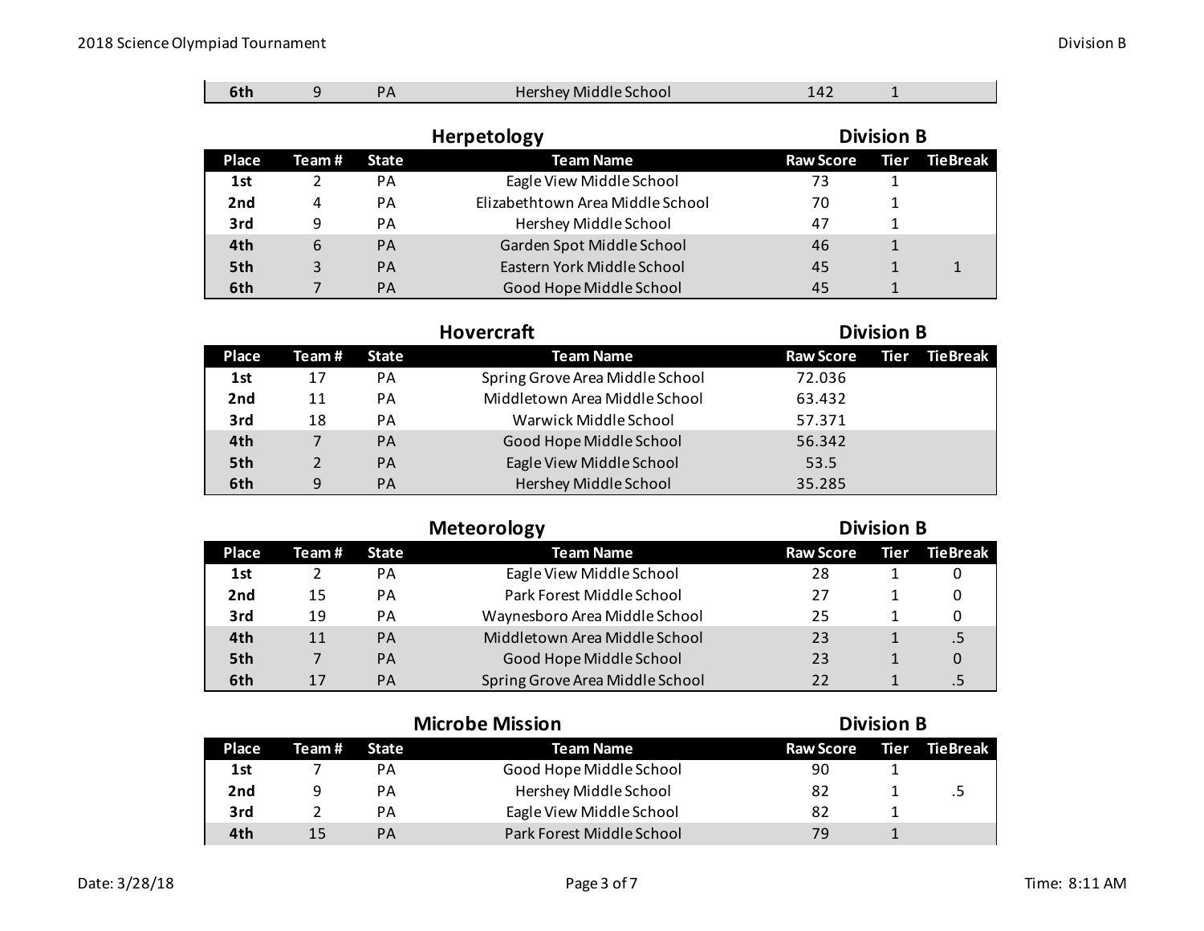| Place | Team # | State | Team Name | Raw Score | Tier | TieBreak |
|---|---|---|---|---|---|---|
| 6th | 9 | PA | Hershey Middle School | 142 | 1 | |

## Herpetology — Division B

| Place | Team # | State | Team Name | Raw Score | Tier | TieBreak |
|---|---|---|---|---|---|---|
| 1st | 2 | PA | Eagle View Middle School | 73 | 1 | |
| 2nd | 4 | PA | Elizabethtown Area Middle School | 70 | 1 | |
| 3rd | 9 | PA | Hershey Middle School | 47 | 1 | |
| 4th | 6 | PA | Garden Spot Middle School | 46 | 1 | |
| 5th | 3 | PA | Eastern York Middle School | 45 | 1 | 1 |
| 6th | 7 | PA | Good Hope Middle School | 45 | 1 | |

## Hovercraft — Division B

| Place | Team # | State | Team Name | Raw Score | Tier | TieBreak |
|---|---|---|---|---|---|---|
| 1st | 17 | PA | Spring Grove Area Middle School | 72.036 | | |
| 2nd | 11 | PA | Middletown Area Middle School | 63.432 | | |
| 3rd | 18 | PA | Warwick Middle School | 57.371 | | |
| 4th | 7 | PA | Good Hope Middle School | 56.342 | | |
| 5th | 2 | PA | Eagle View Middle School | 53.5 | | |
| 6th | 9 | PA | Hershey Middle School | 35.285 | | |

## Meteorology — Division B

| Place | Team # | State | Team Name | Raw Score | Tier | TieBreak |
|---|---|---|---|---|---|---|
| 1st | 2 | PA | Eagle View Middle School | 28 | 1 | 0 |
| 2nd | 15 | PA | Park Forest Middle School | 27 | 1 | 0 |
| 3rd | 19 | PA | Waynesboro Area Middle School | 25 | 1 | 0 |
| 4th | 11 | PA | Middletown Area Middle School | 23 | 1 | .5 |
| 5th | 7 | PA | Good Hope Middle School | 23 | 1 | 0 |
| 6th | 17 | PA | Spring Grove Area Middle School | 22 | 1 | .5 |

## Microbe Mission — Division B

| Place | Team # | State | Team Name | Raw Score | Tier | TieBreak |
|---|---|---|---|---|---|---|
| 1st | 7 | PA | Good Hope Middle School | 90 | 1 | |
| 2nd | 9 | PA | Hershey Middle School | 82 | 1 | .5 |
| 3rd | 2 | PA | Eagle View Middle School | 82 | 1 | |
| 4th | 15 | PA | Park Forest Middle School | 79 | 1 | |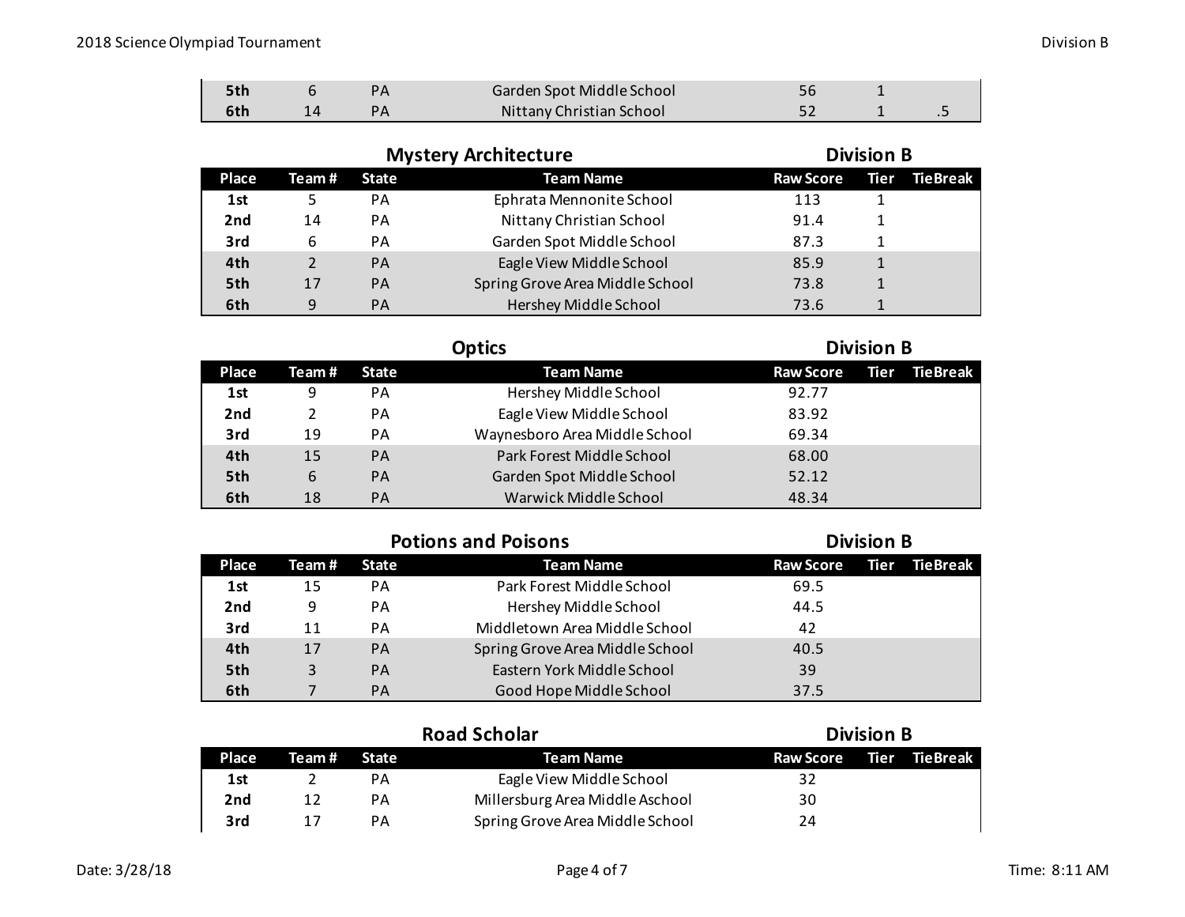| Place | Team # | State | Team Name | Raw Score | Tier | TieBreak |
|---|---|---|---|---|---|---|
| 5th | 6 | PA | Garden Spot Middle School | 56 | 1 | |
| 6th | 14 | PA | Nittany Christian School | 52 | 1 | .5 |

## Mystery Architecture — Division B

| Place | Team # | State | Team Name | Raw Score | Tier | TieBreak |
|---|---|---|---|---|---|---|
| 1st | 5 | PA | Ephrata Mennonite School | 113 | 1 | |
| 2nd | 14 | PA | Nittany Christian School | 91.4 | 1 | |
| 3rd | 6 | PA | Garden Spot Middle School | 87.3 | 1 | |
| 4th | 2 | PA | Eagle View Middle School | 85.9 | 1 | |
| 5th | 17 | PA | Spring Grove Area Middle School | 73.8 | 1 | |
| 6th | 9 | PA | Hershey Middle School | 73.6 | 1 | |

## Optics — Division B

| Place | Team # | State | Team Name | Raw Score | Tier | TieBreak |
|---|---|---|---|---|---|---|
| 1st | 9 | PA | Hershey Middle School | 92.77 | | |
| 2nd | 2 | PA | Eagle View Middle School | 83.92 | | |
| 3rd | 19 | PA | Waynesboro Area Middle School | 69.34 | | |
| 4th | 15 | PA | Park Forest Middle School | 68.00 | | |
| 5th | 6 | PA | Garden Spot Middle School | 52.12 | | |
| 6th | 18 | PA | Warwick Middle School | 48.34 | | |

## Potions and Poisons — Division B

| Place | Team # | State | Team Name | Raw Score | Tier | TieBreak |
|---|---|---|---|---|---|---|
| 1st | 15 | PA | Park Forest Middle School | 69.5 | | |
| 2nd | 9 | PA | Hershey Middle School | 44.5 | | |
| 3rd | 11 | PA | Middletown Area Middle School | 42 | | |
| 4th | 17 | PA | Spring Grove Area Middle School | 40.5 | | |
| 5th | 3 | PA | Eastern York Middle School | 39 | | |
| 6th | 7 | PA | Good Hope Middle School | 37.5 | | |

## Road Scholar — Division B

| Place | Team # | State | Team Name | Raw Score | Tier | TieBreak |
|---|---|---|---|---|---|---|
| 1st | 2 | PA | Eagle View Middle School | 32 | | |
| 2nd | 12 | PA | Millersburg Area Middle Aschool | 30 | | |
| 3rd | 17 | PA | Spring Grove Area Middle School | 24 | | |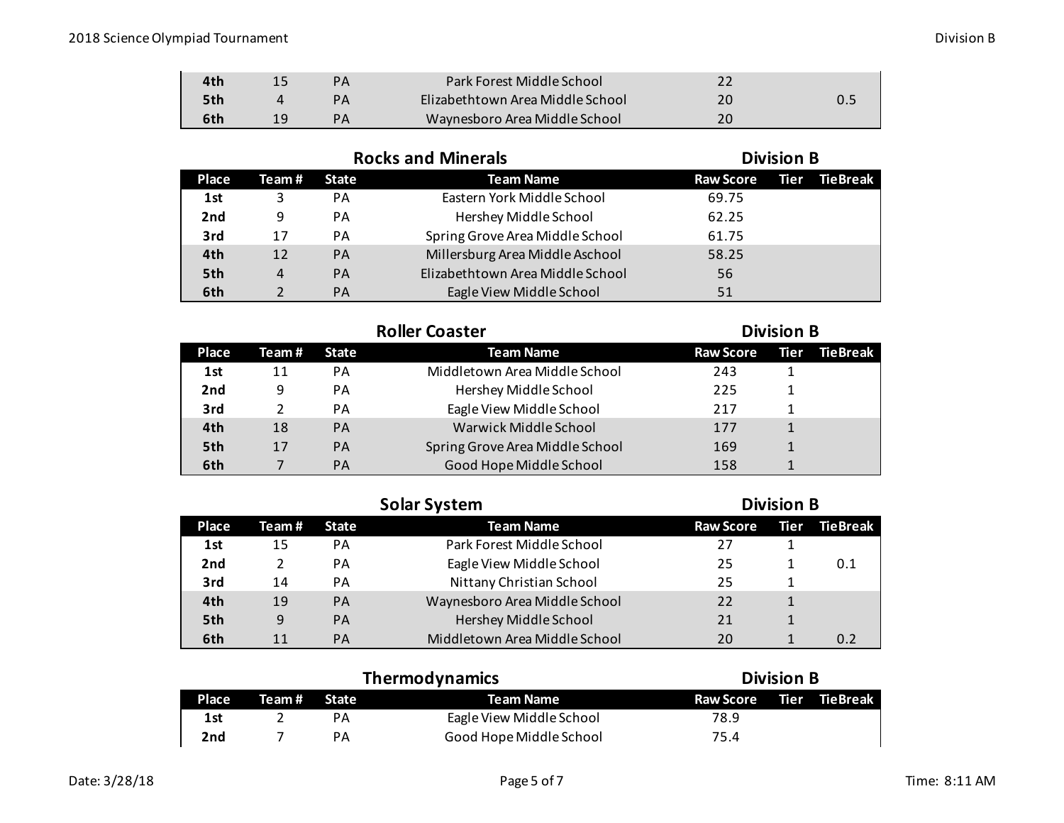| | | | | | | |
|---|---|---|---|---|---|---|
| 4th | 15 | PA | Park Forest Middle School | 22 | | |
| 5th | 4 | PA | Elizabethtown Area Middle School | 20 | | 0.5 |
| 6th | 19 | PA | Waynesboro Area Middle School | 20 | | |

## Rocks and Minerals — Division B

| Place | Team # | State | Team Name | Raw Score | Tier | TieBreak |
|---|---|---|---|---|---|---|
| 1st | 3 | PA | Eastern York Middle School | 69.75 | | |
| 2nd | 9 | PA | Hershey Middle School | 62.25 | | |
| 3rd | 17 | PA | Spring Grove Area Middle School | 61.75 | | |
| 4th | 12 | PA | Millersburg Area Middle Aschool | 58.25 | | |
| 5th | 4 | PA | Elizabethtown Area Middle School | 56 | | |
| 6th | 2 | PA | Eagle View Middle School | 51 | | |

## Roller Coaster — Division B

| Place | Team # | State | Team Name | Raw Score | Tier | TieBreak |
|---|---|---|---|---|---|---|
| 1st | 11 | PA | Middletown Area Middle School | 243 | 1 | |
| 2nd | 9 | PA | Hershey Middle School | 225 | 1 | |
| 3rd | 2 | PA | Eagle View Middle School | 217 | 1 | |
| 4th | 18 | PA | Warwick Middle School | 177 | 1 | |
| 5th | 17 | PA | Spring Grove Area Middle School | 169 | 1 | |
| 6th | 7 | PA | Good Hope Middle School | 158 | 1 | |

## Solar System — Division B

| Place | Team # | State | Team Name | Raw Score | Tier | TieBreak |
|---|---|---|---|---|---|---|
| 1st | 15 | PA | Park Forest Middle School | 27 | 1 | |
| 2nd | 2 | PA | Eagle View Middle School | 25 | 1 | 0.1 |
| 3rd | 14 | PA | Nittany Christian School | 25 | 1 | |
| 4th | 19 | PA | Waynesboro Area Middle School | 22 | 1 | |
| 5th | 9 | PA | Hershey Middle School | 21 | 1 | |
| 6th | 11 | PA | Middletown Area Middle School | 20 | 1 | 0.2 |

## Thermodynamics — Division B

| Place | Team # | State | Team Name | Raw Score | Tier | TieBreak |
|---|---|---|---|---|---|---|
| 1st | 2 | PA | Eagle View Middle School | 78.9 | | |
| 2nd | 7 | PA | Good Hope Middle School | 75.4 | | |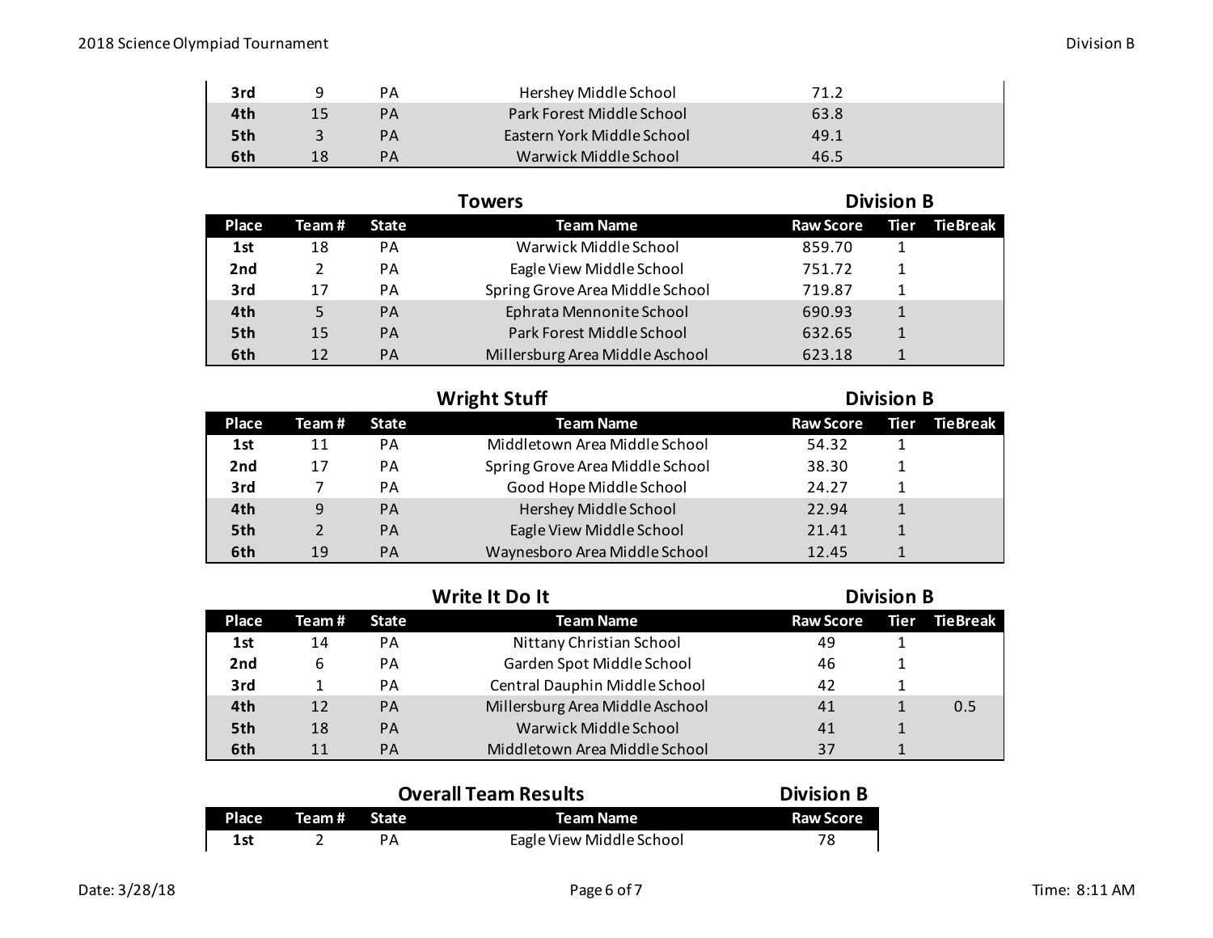| Place | Team # | State | Team Name | Raw Score |
|---|---|---|---|---|
| 3rd | 9 | PA | Hershey Middle School | 71.2 |
| 4th | 15 | PA | Park Forest Middle School | 63.8 |
| 5th | 3 | PA | Eastern York Middle School | 49.1 |
| 6th | 18 | PA | Warwick Middle School | 46.5 |

## Towers — Division B

| Place | Team # | State | Team Name | Raw Score | Tier | TieBreak |
|---|---|---|---|---|---|---|
| 1st | 18 | PA | Warwick Middle School | 859.70 | 1 | |
| 2nd | 2 | PA | Eagle View Middle School | 751.72 | 1 | |
| 3rd | 17 | PA | Spring Grove Area Middle School | 719.87 | 1 | |
| 4th | 5 | PA | Ephrata Mennonite School | 690.93 | 1 | |
| 5th | 15 | PA | Park Forest Middle School | 632.65 | 1 | |
| 6th | 12 | PA | Millersburg Area Middle Aschool | 623.18 | 1 | |

## Wright Stuff — Division B

| Place | Team # | State | Team Name | Raw Score | Tier | TieBreak |
|---|---|---|---|---|---|---|
| 1st | 11 | PA | Middletown Area Middle School | 54.32 | 1 | |
| 2nd | 17 | PA | Spring Grove Area Middle School | 38.30 | 1 | |
| 3rd | 7 | PA | Good Hope Middle School | 24.27 | 1 | |
| 4th | 9 | PA | Hershey Middle School | 22.94 | 1 | |
| 5th | 2 | PA | Eagle View Middle School | 21.41 | 1 | |
| 6th | 19 | PA | Waynesboro Area Middle School | 12.45 | 1 | |

## Write It Do It — Division B

| Place | Team # | State | Team Name | Raw Score | Tier | TieBreak |
|---|---|---|---|---|---|---|
| 1st | 14 | PA | Nittany Christian School | 49 | 1 | |
| 2nd | 6 | PA | Garden Spot Middle School | 46 | 1 | |
| 3rd | 1 | PA | Central Dauphin Middle School | 42 | 1 | |
| 4th | 12 | PA | Millersburg Area Middle Aschool | 41 | 1 | 0.5 |
| 5th | 18 | PA | Warwick Middle School | 41 | 1 | |
| 6th | 11 | PA | Middletown Area Middle School | 37 | 1 | |

## Overall Team Results — Division B

| Place | Team # | State | Team Name | Raw Score |
|---|---|---|---|---|
| 1st | 2 | PA | Eagle View Middle School | 78 |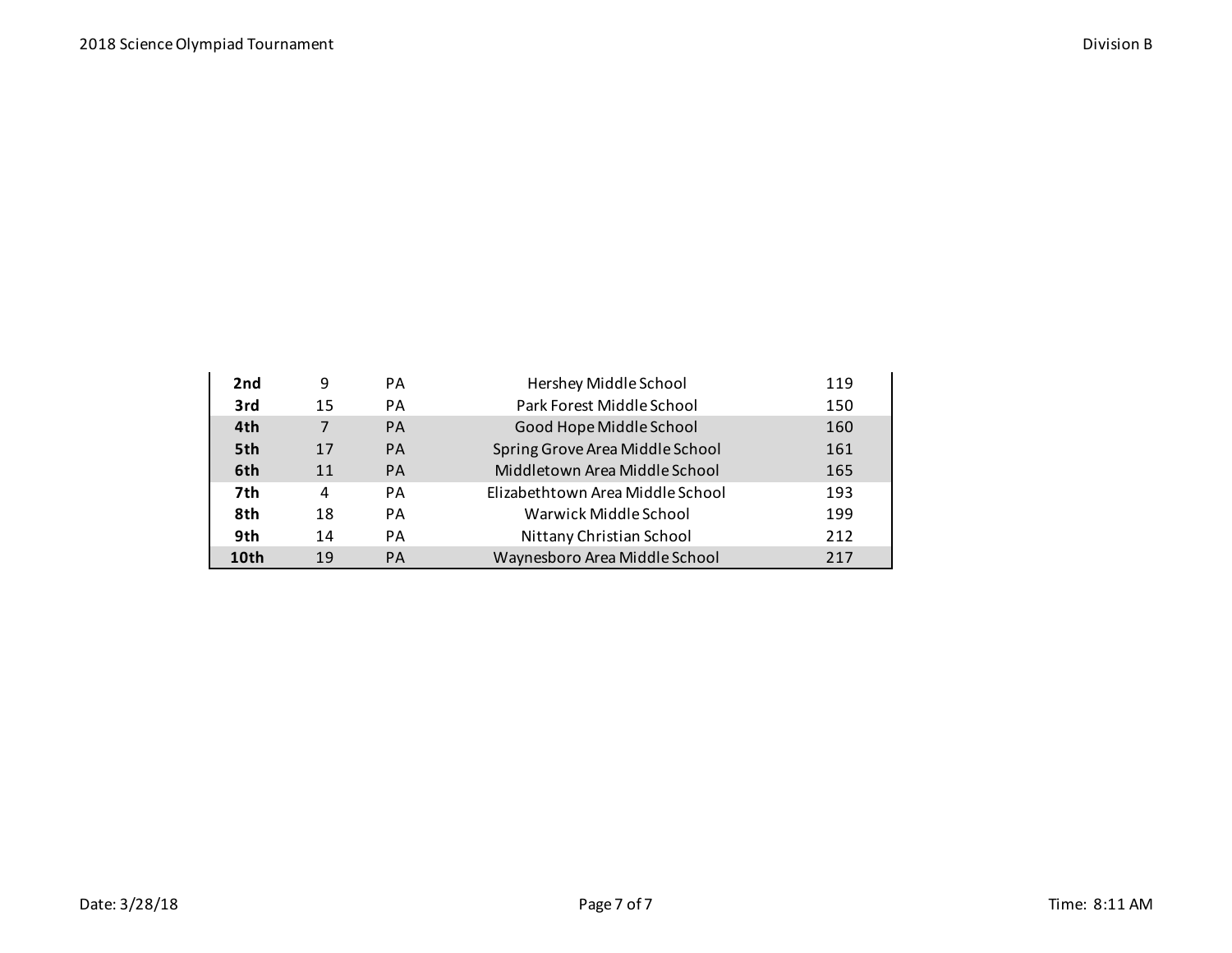| | | | | |
|---|---|---|---|---|
| **2nd** | 9 | PA | Hershey Middle School | 119 |
| **3rd** | 15 | PA | Park Forest Middle School | 150 |
| **4th** | 7 | PA | Good Hope Middle School | 160 |
| **5th** | 17 | PA | Spring Grove Area Middle School | 161 |
| **6th** | 11 | PA | Middletown Area Middle School | 165 |
| **7th** | 4 | PA | Elizabethtown Area Middle School | 193 |
| **8th** | 18 | PA | Warwick Middle School | 199 |
| **9th** | 14 | PA | Nittany Christian School | 212 |
| **10th** | 19 | PA | Waynesboro Area Middle School | 217 |